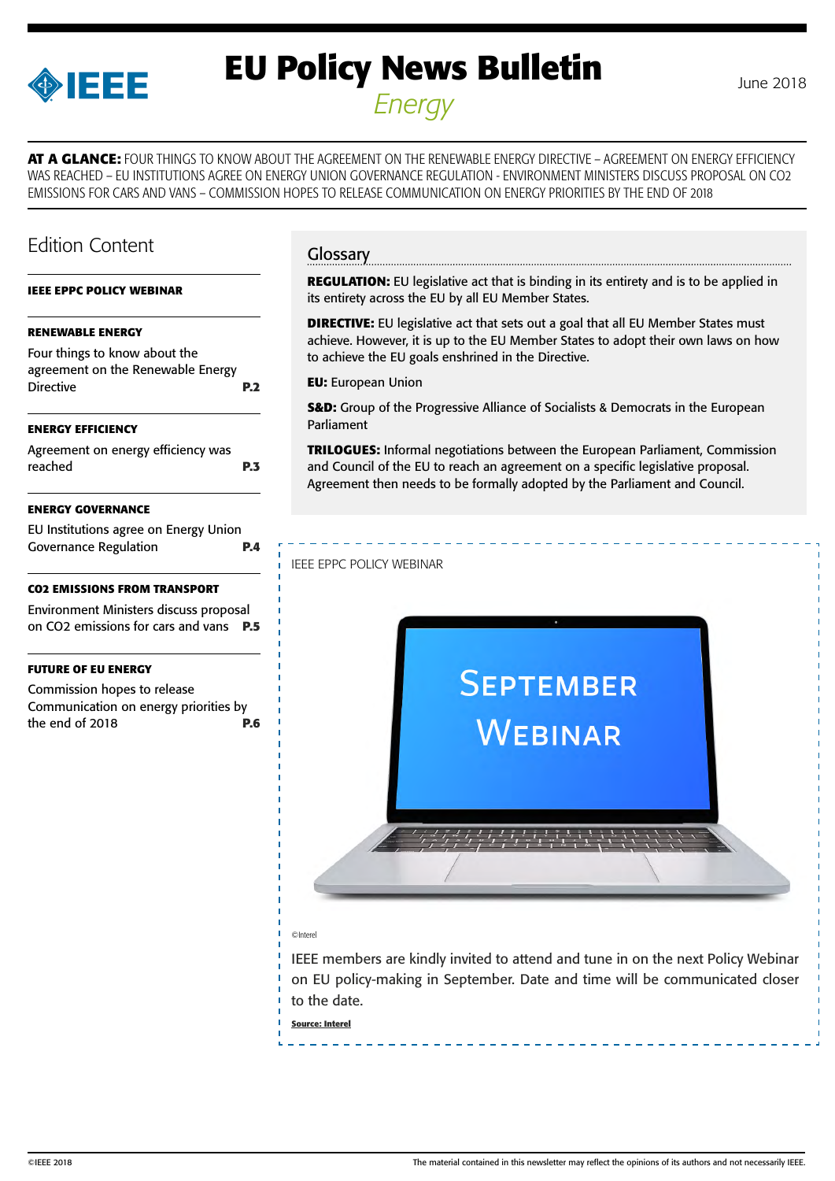# EU Policy News Bulletin

*Energy*

June 2018

**AT A GLANCE:** FOUR THINGS TO KNOW ABOUT THE AGREEMENT ON THE RENEWABLE ENERGY DIRECTIVE – AGREEMENT ON ENERGY EFFICIENCY WAS REACHED – EU INSTITUTIONS AGREE ON ENERGY UNION GOVERNANCE REGULATION - ENVIRONMENT MINISTERS DISCUSS PROPOSAL ON CO2 EMISSIONS FOR CARS AND VANS – COMMISSION HOPES TO RELEASE COMMUNICATION ON ENERGY PRIORITIES BY THE END OF 2018

## Edition Content

**IEEE EPPC POLICY WEBINAR**

**RENEWABLE ENERGY**

Four things to know about the agreement on the Renewable Energy Directive **P.2**

**ENERGY EFFICIENCY**

Agreement on energy efficiency was reached **P.3**

**ENERGY GOVERNANCE**

EU Institutions agree on Energy Union Governance Regulation **P.4**

**CO2 EMISSIONS FROM TRANSPORT**

Environment Ministers discuss proposal on CO2 emissions for cars and vans **P.5**

**FUTURE OF EU ENERGY**

Commission hopes to release Communication on energy priorities by the end of 2018 **P.6**

## Glossary

**REGULATION:** EU legislative act that is binding in its entirety and is to be applied in its entirety across the EU by all EU Member States.

**DIRECTIVE:** EU legislative act that sets out a goal that all EU Member States must achieve. However, it is up to the EU Member States to adopt their own laws on how to achieve the EU goals enshrined in the Directive.

**EU:** European Union

**S&D:** Group of the Progressive Alliance of Socialists & Democrats in the European Parliament

**TRILOGUES:** Informal negotiations between the European Parliament, Commission and Council of the EU to reach an agreement on a specific legislative proposal. Agreement then needs to be formally adopted by the Parliament and Council.

IEEE EPPC POLICY WEBINAR

September Webinar

©Interel

IEEE members are kindly invited to attend and tune in on the next Policy Webinar on EU policy-making in September. Date and time will be communicated closer to the date.

**Source: Interel**

©IEEE 2018

The material contained in this newsletter may reflect the opinions of its authors and not necessarily IEEE.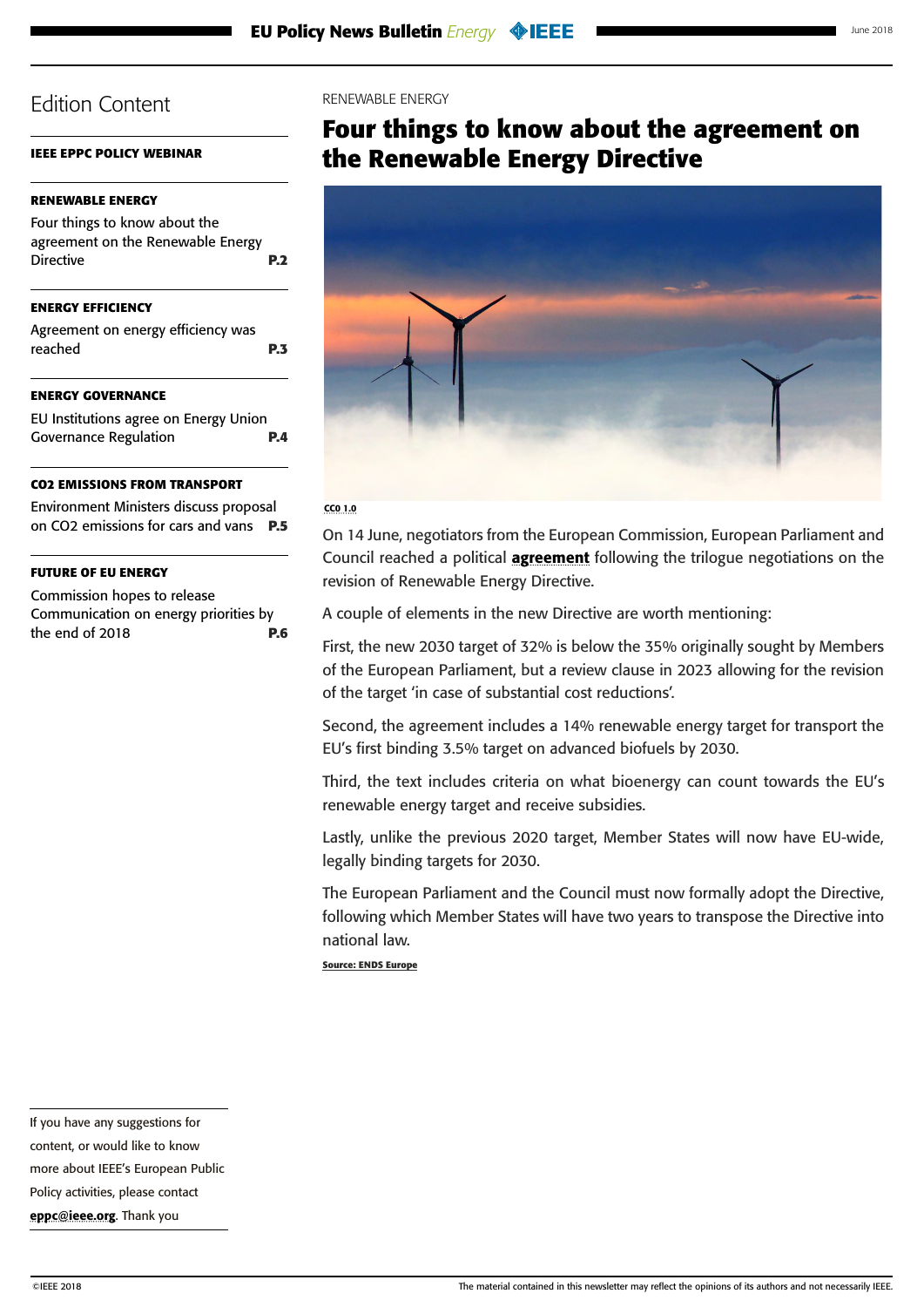## Edition Content

**IEEE EPPC POLICY WEBINAR**

**RENEWABLE ENERGY**

Four things to know about the agreement on the Renewable Energy Directive **P.2**

**ENERGY EFFICIENCY**

Agreement on energy efficiency was reached **P.3**

**ENERGY GOVERNANCE**

EU Institutions agree on Energy Union Governance Regulation **P.4**

**CO2 EMISSIONS FROM TRANSPORT**

Environment Ministers discuss proposal on CO2 emissions for cars and vans **P.5**

**FUTURE OF EU ENERGY**

Commission hopes to release Communication on energy priorities by the end of 2018 **P.6**

If you have any suggestions for content, or would like to know more about IEEE's European Public Policy activities, please contact **eppc@ieee.org**. Thank you

RENEWABLE ENERGY

# Four things to know about the agreement on the Renewable Energy Directive

CC0 1.0

On 14 June, negotiators from the European Commission, European Parliament and Council reached a political **agreement** following the trilogue negotiations on the revision of Renewable Energy Directive.

A couple of elements in the new Directive are worth mentioning:

First, the new 2030 target of 32% is below the 35% originally sought by Members of the European Parliament, but a review clause in 2023 allowing for the revision of the target 'in case of substantial cost reductions'.

Second, the agreement includes a 14% renewable energy target for transport the EU's first binding 3.5% target on advanced biofuels by 2030.

Third, the text includes criteria on what bioenergy can count towards the EU's renewable energy target and receive subsidies.

Lastly, unlike the previous 2020 target, Member States will now have EU-wide, legally binding targets for 2030.

The European Parliament and the Council must now formally adopt the Directive, following which Member States will have two years to transpose the Directive into national law.

**Source: ENDS Europe**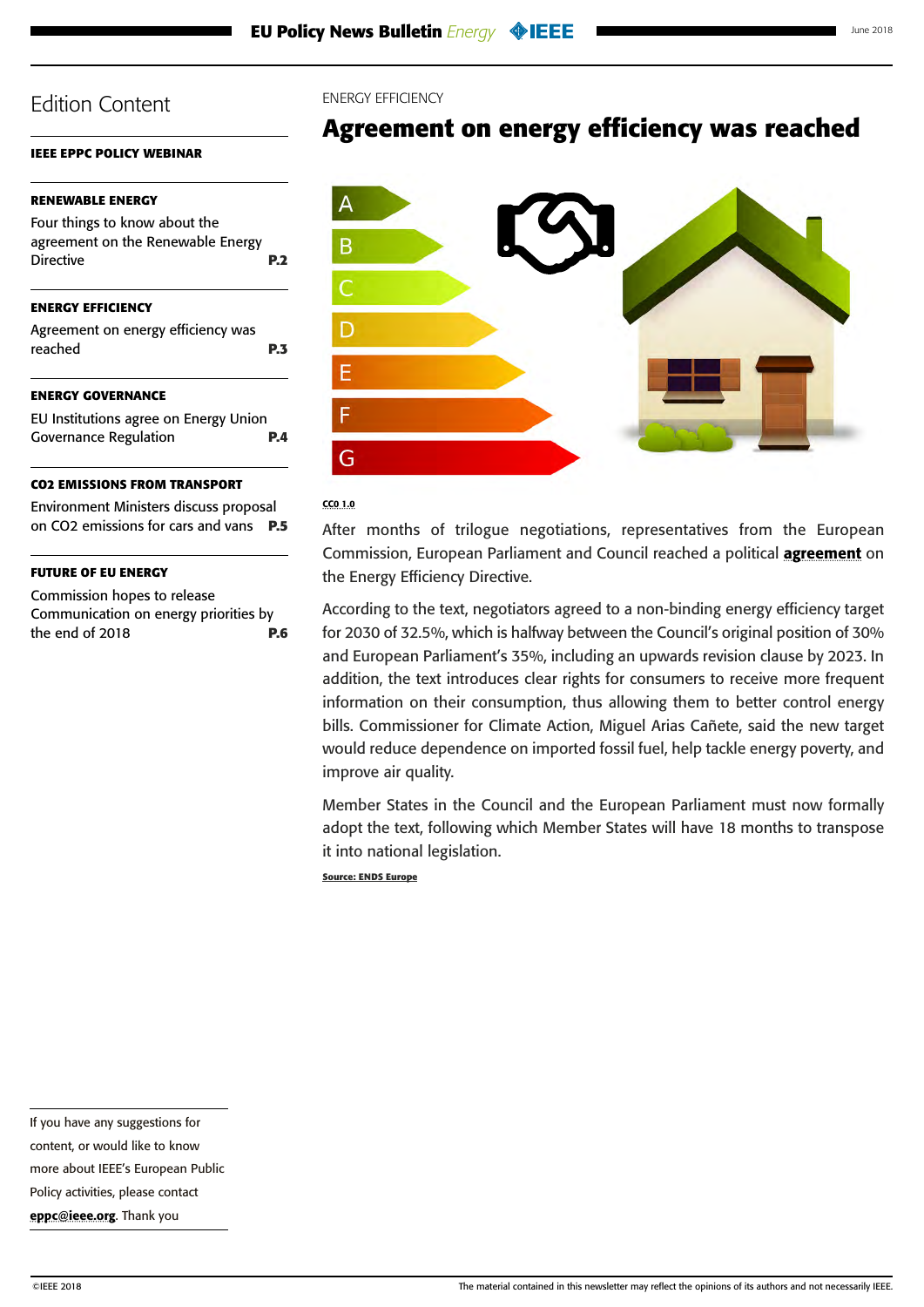# Edition Content

**IEEE EPPC POLICY WEBINAR**

**RENEWABLE ENERGY**

Four things to know about the agreement on the Renewable Energy Directive **P.2**

**ENERGY EFFICIENCY**

Agreement on energy efficiency was reached **P.3**

**ENERGY GOVERNANCE**

EU Institutions agree on Energy Union Governance Regulation **P.4**

**CO2 EMISSIONS FROM TRANSPORT**

Environment Ministers discuss proposal on CO2 emissions for cars and vans **P.5**

**FUTURE OF EU ENERGY**

Commission hopes to release Communication on energy priorities by the end of 2018 **P.6**

ENERGY EFFICIENCY

## Agreement on energy efficiency was reached

CC0 1.0

After months of trilogue negotiations, representatives from the European Commission, European Parliament and Council reached a political **agreement** on the Energy Efficiency Directive.

According to the text, negotiators agreed to a non-binding energy efficiency target for 2030 of 32.5%, which is halfway between the Council's original position of 30% and European Parliament's 35%, including an upwards revision clause by 2023. In addition, the text introduces clear rights for consumers to receive more frequent information on their consumption, thus allowing them to better control energy bills. Commissioner for Climate Action, Miguel Arias Cañete, said the new target would reduce dependence on imported fossil fuel, help tackle energy poverty, and improve air quality.

Member States in the Council and the European Parliament must now formally adopt the text, following which Member States will have 18 months to transpose it into national legislation.

Source: ENDS Europe

If you have any suggestions for content, or would like to know more about IEEE's European Public Policy activities, please contact **eppc@ieee.org**. Thank you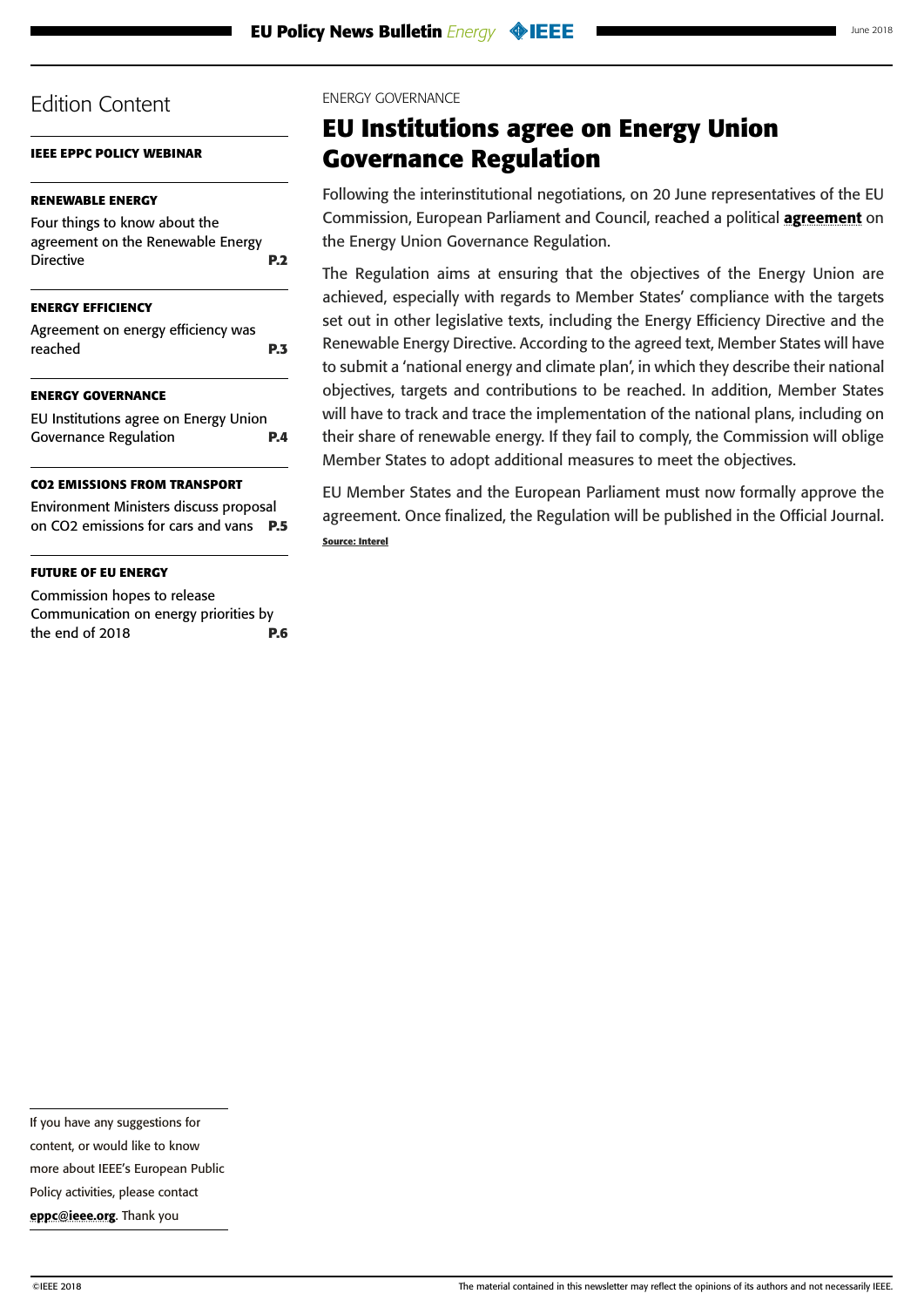# Edition Content

**IEEE EPPC POLICY WEBINAR**

**RENEWABLE ENERGY**

Four things to know about the agreement on the Renewable Energy Directive **P.2**

**ENERGY EFFICIENCY**

Agreement on energy efficiency was reached **P.3**

**ENERGY GOVERNANCE**

EU Institutions agree on Energy Union Governance Regulation **P.4**

**CO2 EMISSIONS FROM TRANSPORT**

Environment Ministers discuss proposal on CO2 emissions for cars and vans **P.5**

**FUTURE OF EU ENERGY**

Commission hopes to release Communication on energy priorities by the end of 2018 **P.6**

If you have any suggestions for content, or would like to know more about IEEE's European Public Policy activities, please contact **eppc@ieee.org**. Thank you

ENERGY GOVERNANCE

## EU Institutions agree on Energy Union Governance Regulation

Following the interinstitutional negotiations, on 20 June representatives of the EU Commission, European Parliament and Council, reached a political **agreement** on the Energy Union Governance Regulation.

The Regulation aims at ensuring that the objectives of the Energy Union are achieved, especially with regards to Member States' compliance with the targets set out in other legislative texts, including the Energy Efficiency Directive and the Renewable Energy Directive. According to the agreed text, Member States will have to submit a 'national energy and climate plan', in which they describe their national objectives, targets and contributions to be reached. In addition, Member States will have to track and trace the implementation of the national plans, including on their share of renewable energy. If they fail to comply, the Commission will oblige Member States to adopt additional measures to meet the objectives.

EU Member States and the European Parliament must now formally approve the agreement. Once finalized, the Regulation will be published in the Official Journal.

**Source: Interel**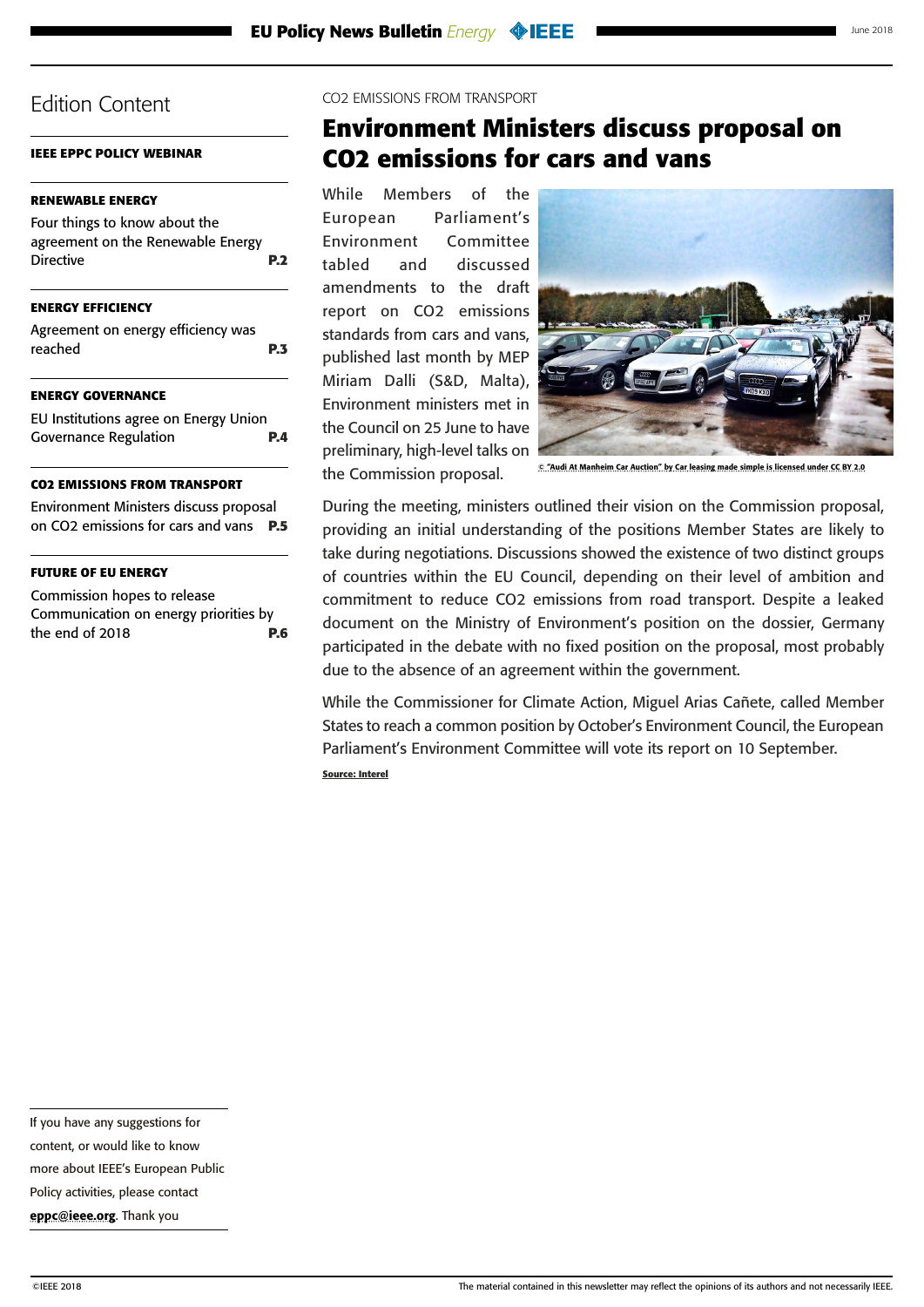## Edition Content

**IEEE EPPC POLICY WEBINAR**

**RENEWABLE ENERGY**

Four things to know about the agreement on the Renewable Energy Directive **P.2**

**ENERGY EFFICIENCY**

Agreement on energy efficiency was reached **P.3**

**ENERGY GOVERNANCE**

EU Institutions agree on Energy Union Governance Regulation **P.4**

**CO2 EMISSIONS FROM TRANSPORT**

Environment Ministers discuss proposal on CO2 emissions for cars and vans **P.5**

**FUTURE OF EU ENERGY**

Commission hopes to release Communication on energy priorities by the end of 2018 **P.6**

CO2 EMISSIONS FROM TRANSPORT

# Environment Ministers discuss proposal on CO2 emissions for cars and vans

While Members of the European Parliament's Environment Committee tabled and discussed amendments to the draft report on CO2 emissions standards from cars and vans, published last month by MEP Miriam Dalli (S&D, Malta), Environment ministers met in the Council on 25 June to have preliminary, high-level talks on the Commission proposal.

© "Audi At Manheim Car Auction" by Car leasing made simple is licensed under CC BY 2.0

During the meeting, ministers outlined their vision on the Commission proposal, providing an initial understanding of the positions Member States are likely to take during negotiations. Discussions showed the existence of two distinct groups of countries within the EU Council, depending on their level of ambition and commitment to reduce CO2 emissions from road transport. Despite a leaked document on the Ministry of Environment's position on the dossier, Germany participated in the debate with no fixed position on the proposal, most probably due to the absence of an agreement within the government.

While the Commissioner for Climate Action, Miguel Arias Cañete, called Member States to reach a common position by October's Environment Council, the European Parliament's Environment Committee will vote its report on 10 September.

**Source: Interel**

If you have any suggestions for content, or would like to know more about IEEE's European Public Policy activities, please contact **eppc@ieee.org**. Thank you

©IEEE 2018

The material contained in this newsletter may reflect the opinions of its authors and not necessarily IEEE.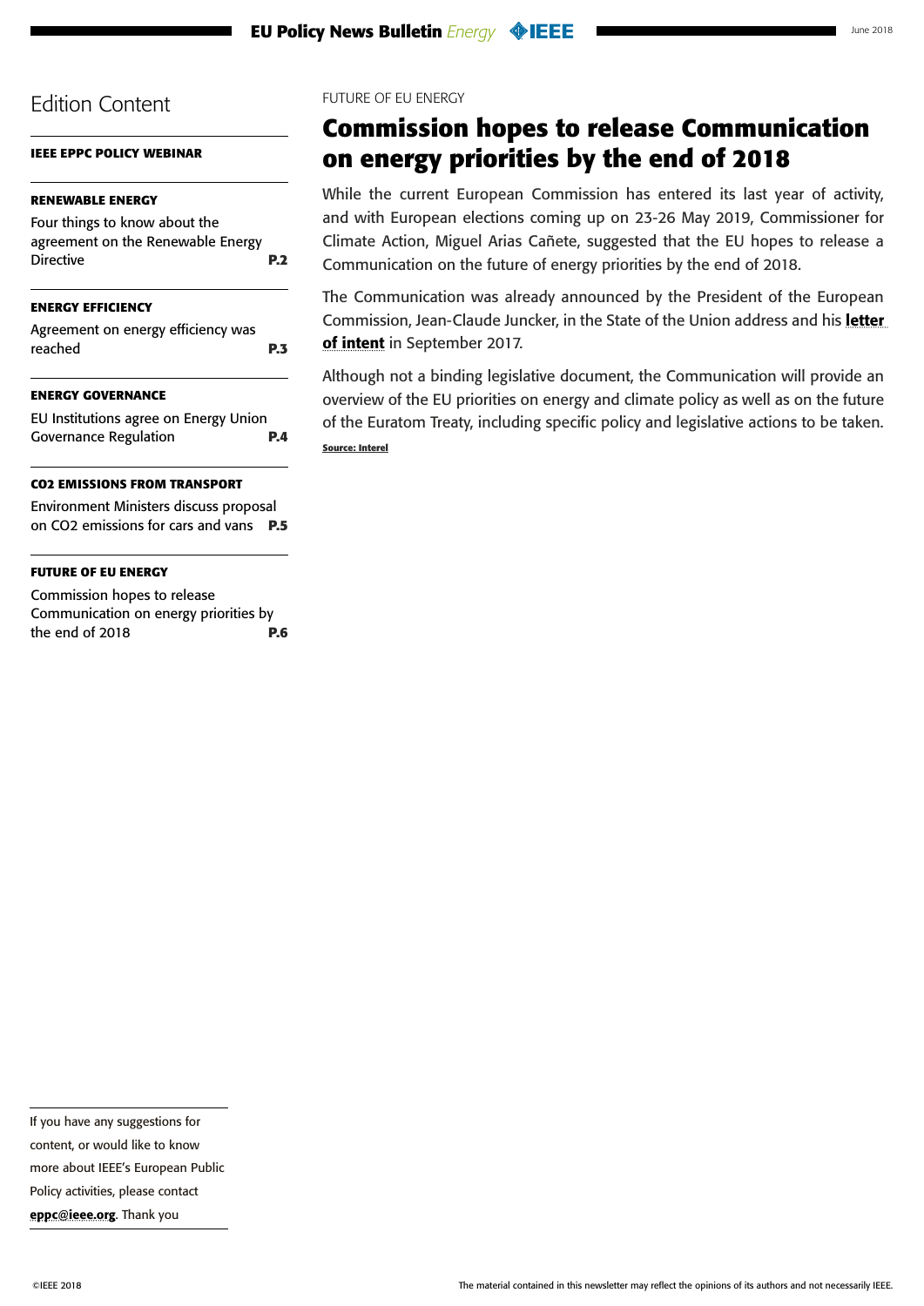## Edition Content

**IEEE EPPC POLICY WEBINAR**

**RENEWABLE ENERGY**

Four things to know about the agreement on the Renewable Energy Directive **P.2**

**ENERGY EFFICIENCY**

Agreement on energy efficiency was reached **P.3**

**ENERGY GOVERNANCE**

EU Institutions agree on Energy Union Governance Regulation **P.4**

**CO2 EMISSIONS FROM TRANSPORT**

Environment Ministers discuss proposal on CO2 emissions for cars and vans **P.5**

**FUTURE OF EU ENERGY**

Commission hopes to release Communication on energy priorities by the end of 2018 **P.6**

If you have any suggestions for content, or would like to know more about IEEE's European Public Policy activities, please contact **eppc@ieee.org**. Thank you

FUTURE OF EU ENERGY

# Commission hopes to release Communication on energy priorities by the end of 2018

While the current European Commission has entered its last year of activity, and with European elections coming up on 23-26 May 2019, Commissioner for Climate Action, Miguel Arias Cañete, suggested that the EU hopes to release a Communication on the future of energy priorities by the end of 2018.

The Communication was already announced by the President of the European Commission, Jean-Claude Juncker, in the State of the Union address and his **letter of intent** in September 2017.

Although not a binding legislative document, the Communication will provide an overview of the EU priorities on energy and climate policy as well as on the future of the Euratom Treaty, including specific policy and legislative actions to be taken.

**Source: Interel**